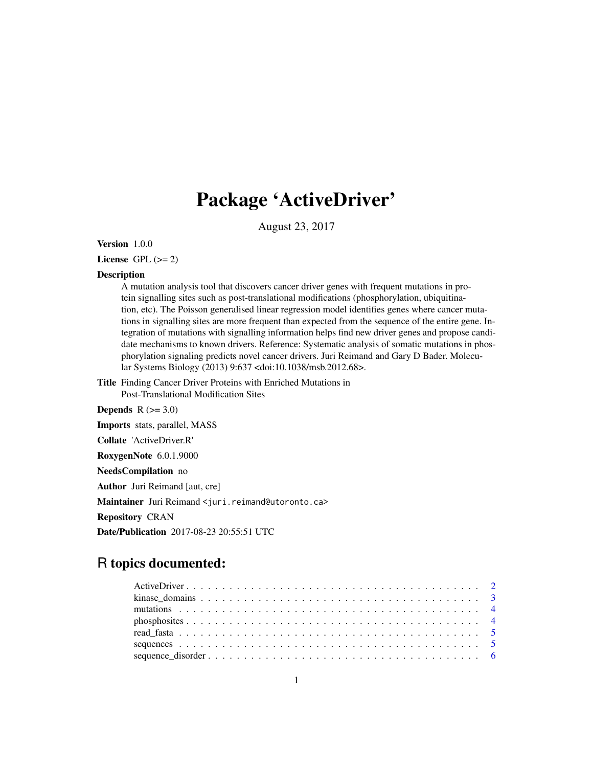# Package 'ActiveDriver'

August 23, 2017

**Version** 1.0.0

**License** GPL (>= 2)

**Description**
A mutation analysis tool that discovers cancer driver genes with frequent mutations in protein signalling sites such as post-translational modifications (phosphorylation, ubiquitination, etc). The Poisson generalised linear regression model identifies genes where cancer mutations in signalling sites are more frequent than expected from the sequence of the entire gene. Integration of mutations with signalling information helps find new driver genes and propose candidate mechanisms to known drivers. Reference: Systematic analysis of somatic mutations in phosphorylation signaling predicts novel cancer drivers. Juri Reimand and Gary D Bader. Molecular Systems Biology (2013) 9:637 <doi:10.1038/msb.2012.68>.

**Title** Finding Cancer Driver Proteins with Enriched Mutations in Post-Translational Modification Sites

**Depends** R (>= 3.0)

**Imports** stats, parallel, MASS

**Collate** 'ActiveDriver.R'

**RoxygenNote** 6.0.1.9000

**NeedsCompilation** no

**Author** Juri Reimand [aut, cre]

**Maintainer** Juri Reimand <juri.reimand@utoronto.ca>

**Repository** CRAN

**Date/Publication** 2017-08-23 20:55:51 UTC

## R topics documented:

- ActiveDriver . . . . . . . . . . . . . . . . . . . . . . . . . . . . . . . . . . . . . . . . . . 2
- kinase_domains . . . . . . . . . . . . . . . . . . . . . . . . . . . . . . . . . . . . . . . . 3
- mutations . . . . . . . . . . . . . . . . . . . . . . . . . . . . . . . . . . . . . . . . . . . 4
- phosphosites . . . . . . . . . . . . . . . . . . . . . . . . . . . . . . . . . . . . . . . . . . 4
- read_fasta . . . . . . . . . . . . . . . . . . . . . . . . . . . . . . . . . . . . . . . . . . . 5
- sequences . . . . . . . . . . . . . . . . . . . . . . . . . . . . . . . . . . . . . . . . . . . 5
- sequence_disorder . . . . . . . . . . . . . . . . . . . . . . . . . . . . . . . . . . . . . . . 6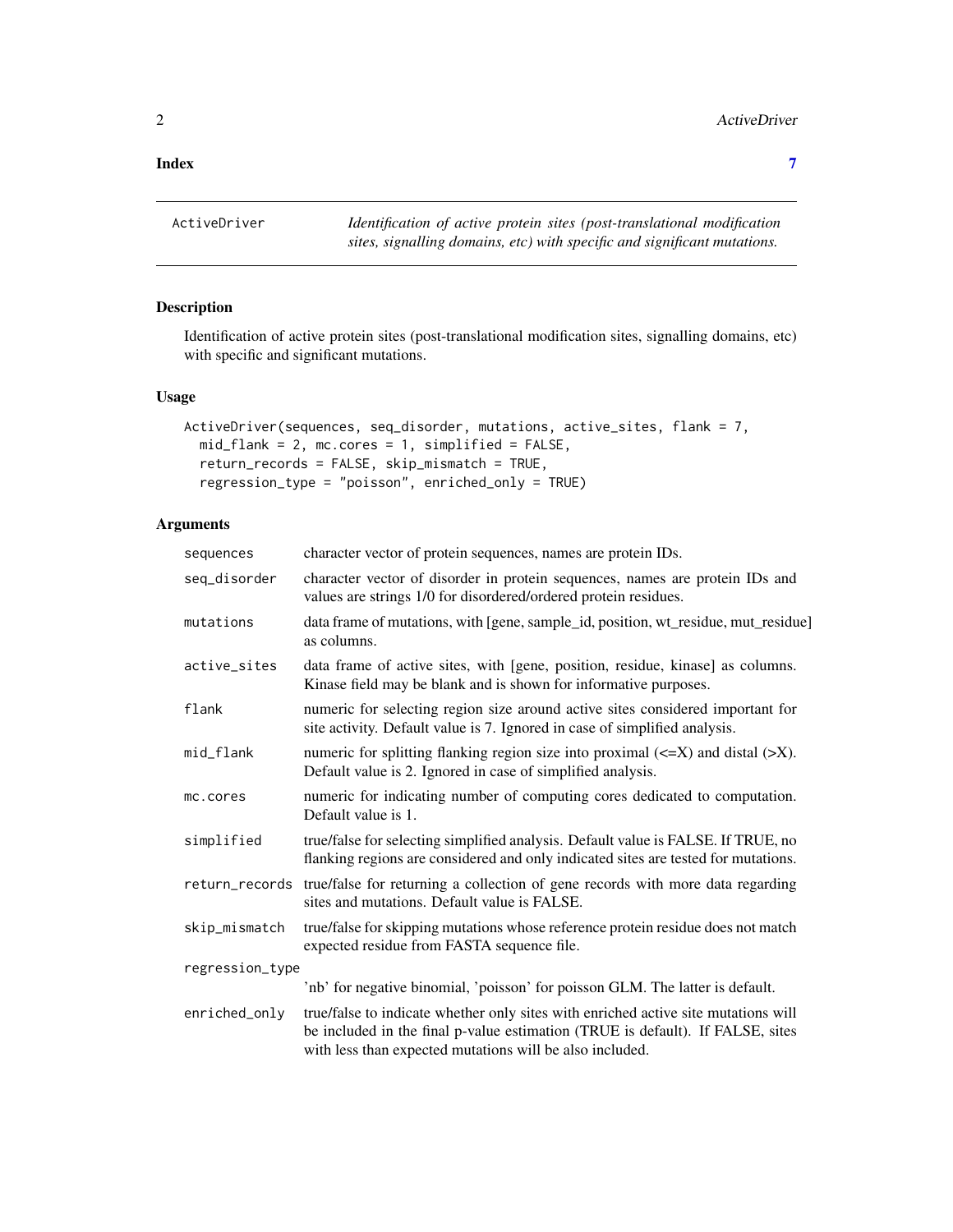**Index** **7**

---

ActiveDriver — *Identification of active protein sites (post-translational modification sites, signalling domains, etc) with specific and significant mutations.*

---

## Description

Identification of active protein sites (post-translational modification sites, signalling domains, etc) with specific and significant mutations.

## Usage

```
ActiveDriver(sequences, seq_disorder, mutations, active_sites, flank = 7,
  mid_flank = 2, mc.cores = 1, simplified = FALSE,
  return_records = FALSE, skip_mismatch = TRUE,
  regression_type = "poisson", enriched_only = TRUE)
```

## Arguments

| Argument | Description |
| --- | --- |
| `sequences` | character vector of protein sequences, names are protein IDs. |
| `seq_disorder` | character vector of disorder in protein sequences, names are protein IDs and values are strings 1/0 for disordered/ordered protein residues. |
| `mutations` | data frame of mutations, with [gene, sample_id, position, wt_residue, mut_residue] as columns. |
| `active_sites` | data frame of active sites, with [gene, position, residue, kinase] as columns. Kinase field may be blank and is shown for informative purposes. |
| `flank` | numeric for selecting region size around active sites considered important for site activity. Default value is 7. Ignored in case of simplified analysis. |
| `mid_flank` | numeric for splitting flanking region size into proximal (<=X) and distal (>X). Default value is 2. Ignored in case of simplified analysis. |
| `mc.cores` | numeric for indicating number of computing cores dedicated to computation. Default value is 1. |
| `simplified` | true/false for selecting simplified analysis. Default value is FALSE. If TRUE, no flanking regions are considered and only indicated sites are tested for mutations. |
| `return_records` | true/false for returning a collection of gene records with more data regarding sites and mutations. Default value is FALSE. |
| `skip_mismatch` | true/false for skipping mutations whose reference protein residue does not match expected residue from FASTA sequence file. |
| `regression_type` | 'nb' for negative binomial, 'poisson' for poisson GLM. The latter is default. |
| `enriched_only` | true/false to indicate whether only sites with enriched active site mutations will be included in the final p-value estimation (TRUE is default). If FALSE, sites with less than expected mutations will be also included. |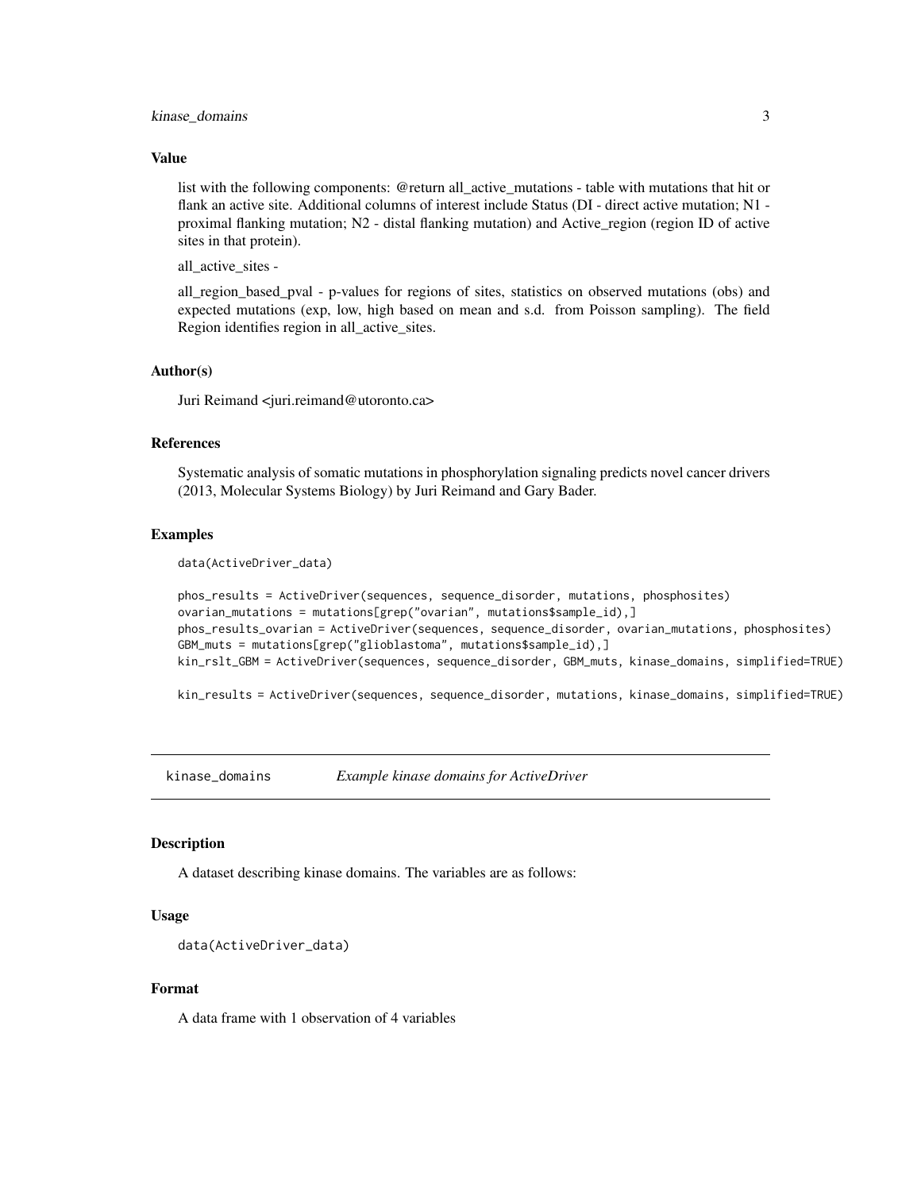### Value

list with the following components: @return all_active_mutations - table with mutations that hit or flank an active site. Additional columns of interest include Status (DI - direct active mutation; N1 - proximal flanking mutation; N2 - distal flanking mutation) and Active_region (region ID of active sites in that protein).

all_active_sites -

all_region_based_pval - p-values for regions of sites, statistics on observed mutations (obs) and expected mutations (exp, low, high based on mean and s.d. from Poisson sampling). The field Region identifies region in all_active_sites.

### Author(s)

Juri Reimand <juri.reimand@utoronto.ca>

### References

Systematic analysis of somatic mutations in phosphorylation signaling predicts novel cancer drivers (2013, Molecular Systems Biology) by Juri Reimand and Gary Bader.

### Examples

```
data(ActiveDriver_data)

phos_results = ActiveDriver(sequences, sequence_disorder, mutations, phosphosites)
ovarian_mutations = mutations[grep("ovarian", mutations$sample_id),]
phos_results_ovarian = ActiveDriver(sequences, sequence_disorder, ovarian_mutations, phosphosites)
GBM_muts = mutations[grep("glioblastoma", mutations$sample_id),]
kin_rslt_GBM = ActiveDriver(sequences, sequence_disorder, GBM_muts, kinase_domains, simplified=TRUE)

kin_results = ActiveDriver(sequences, sequence_disorder, mutations, kinase_domains, simplified=TRUE)
```

---

## kinase_domains *Example kinase domains for ActiveDriver*

---

### Description

A dataset describing kinase domains. The variables are as follows:

### Usage

```
data(ActiveDriver_data)
```

### Format

A data frame with 1 observation of 4 variables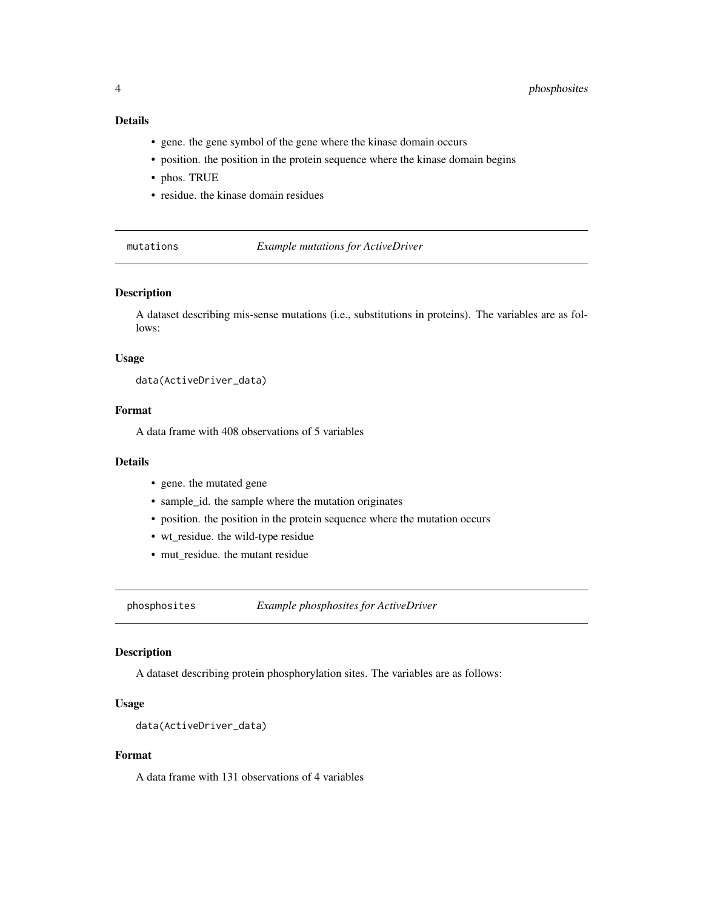### Details

- gene. the gene symbol of the gene where the kinase domain occurs
- position. the position in the protein sequence where the kinase domain begins
- phos. TRUE
- residue. the kinase domain residues

---

## `mutations` *Example mutations for ActiveDriver*

### Description

A dataset describing mis-sense mutations (i.e., substitutions in proteins). The variables are as follows:

### Usage

```
data(ActiveDriver_data)
```

### Format

A data frame with 408 observations of 5 variables

### Details

- gene. the mutated gene
- sample_id. the sample where the mutation originates
- position. the position in the protein sequence where the mutation occurs
- wt_residue. the wild-type residue
- mut_residue. the mutant residue

---

## `phosphosites` *Example phosphosites for ActiveDriver*

### Description

A dataset describing protein phosphorylation sites. The variables are as follows:

### Usage

```
data(ActiveDriver_data)
```

### Format

A data frame with 131 observations of 4 variables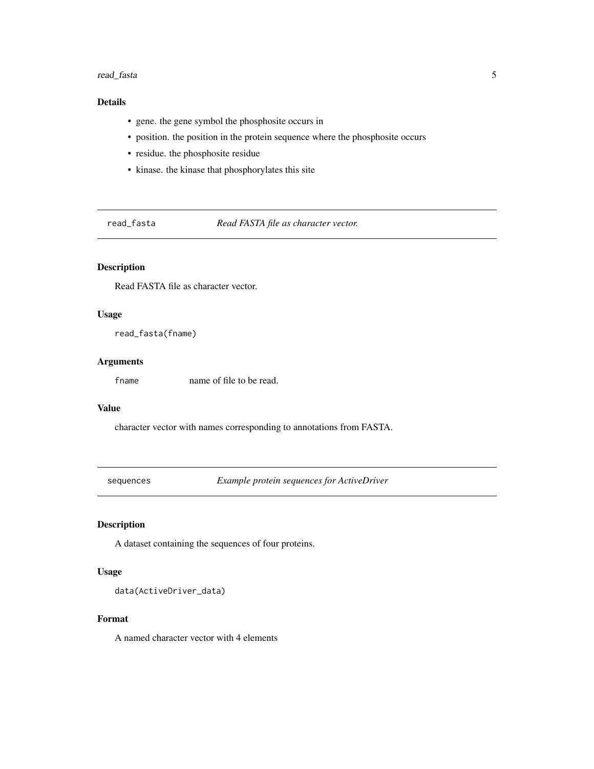### Details

- gene. the gene symbol the phosphosite occurs in
- position. the position in the protein sequence where the phosphosite occurs
- residue. the phosphosite residue
- kinase. the kinase that phosphorylates this site

## read_fasta — *Read FASTA file as character vector.*

### Description

Read FASTA file as character vector.

### Usage

```
read_fasta(fname)
```

### Arguments

| | |
|---|---|
| fname | name of file to be read. |

### Value

character vector with names corresponding to annotations from FASTA.

## sequences — *Example protein sequences for ActiveDriver*

### Description

A dataset containing the sequences of four proteins.

### Usage

```
data(ActiveDriver_data)
```

### Format

A named character vector with 4 elements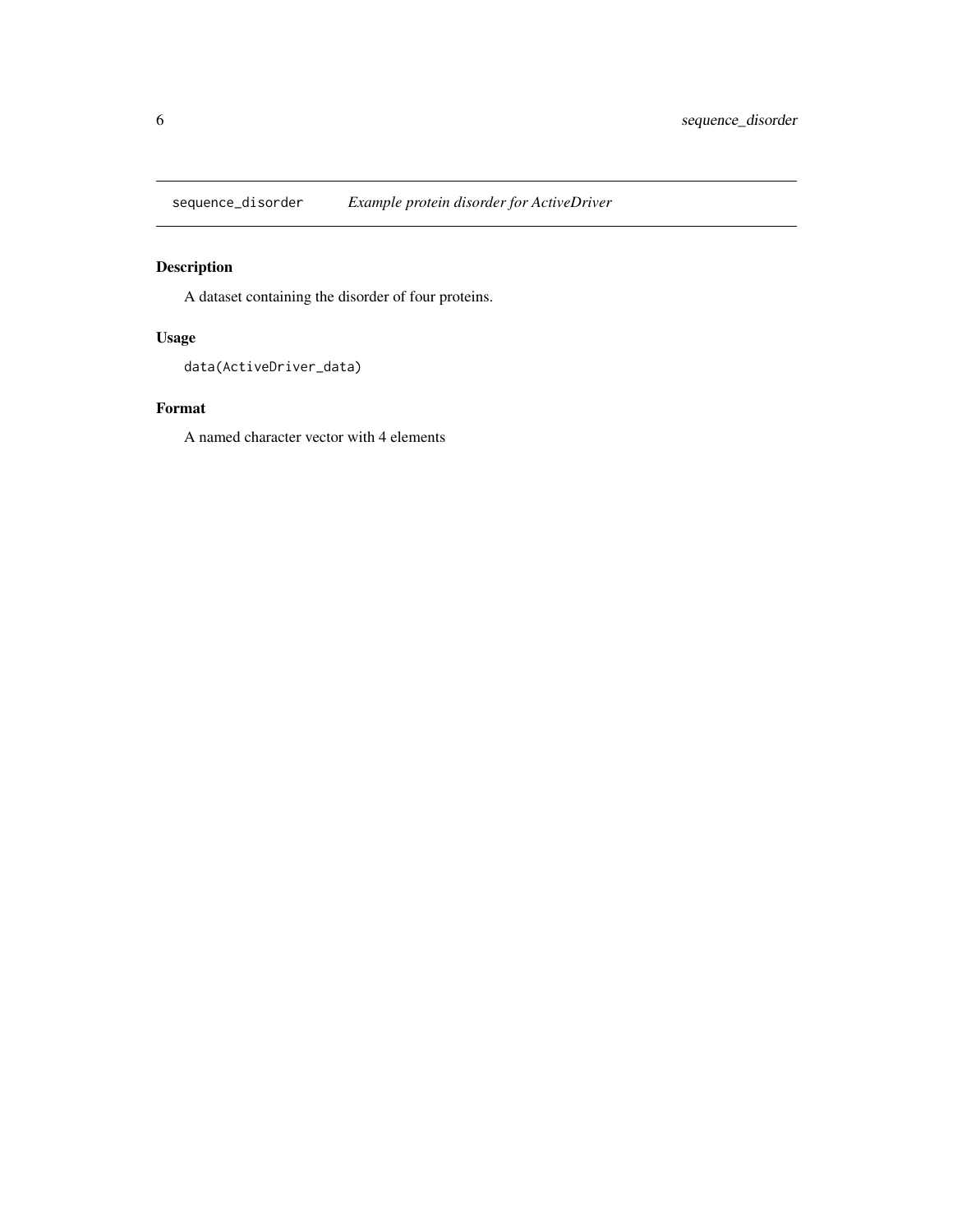`sequence_disorder` *Example protein disorder for ActiveDriver*

## Description

A dataset containing the disorder of four proteins.

## Usage

```
data(ActiveDriver_data)
```

## Format

A named character vector with 4 elements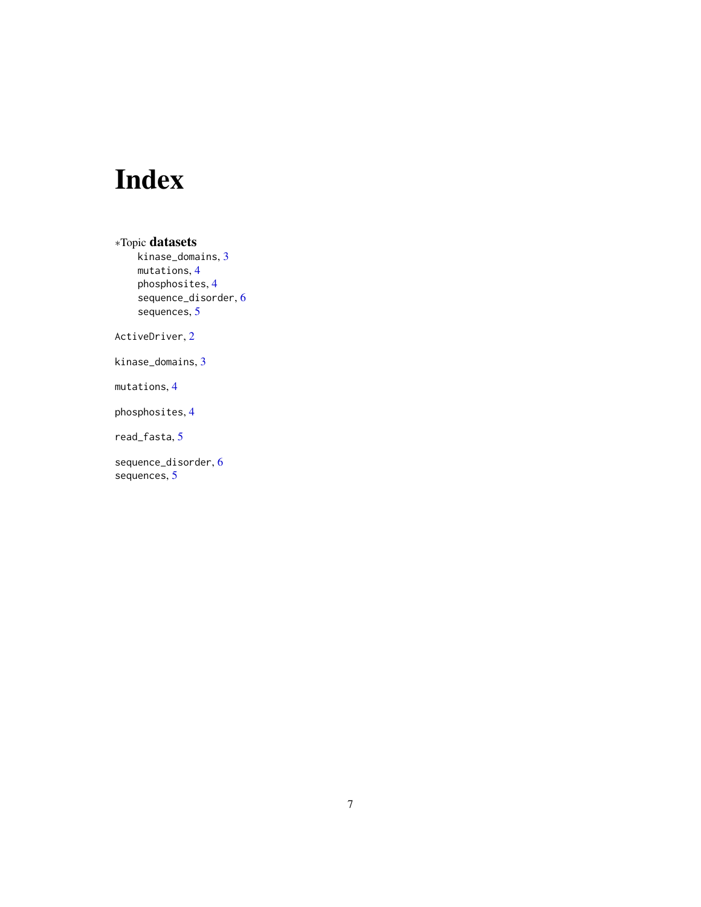# Index

*Topic **datasets**
- kinase_domains, 3
- mutations, 4
- phosphosites, 4
- sequence_disorder, 6
- sequences, 5

ActiveDriver, 2

kinase_domains, 3

mutations, 4

phosphosites, 4

read_fasta, 5

sequence_disorder, 6
sequences, 5